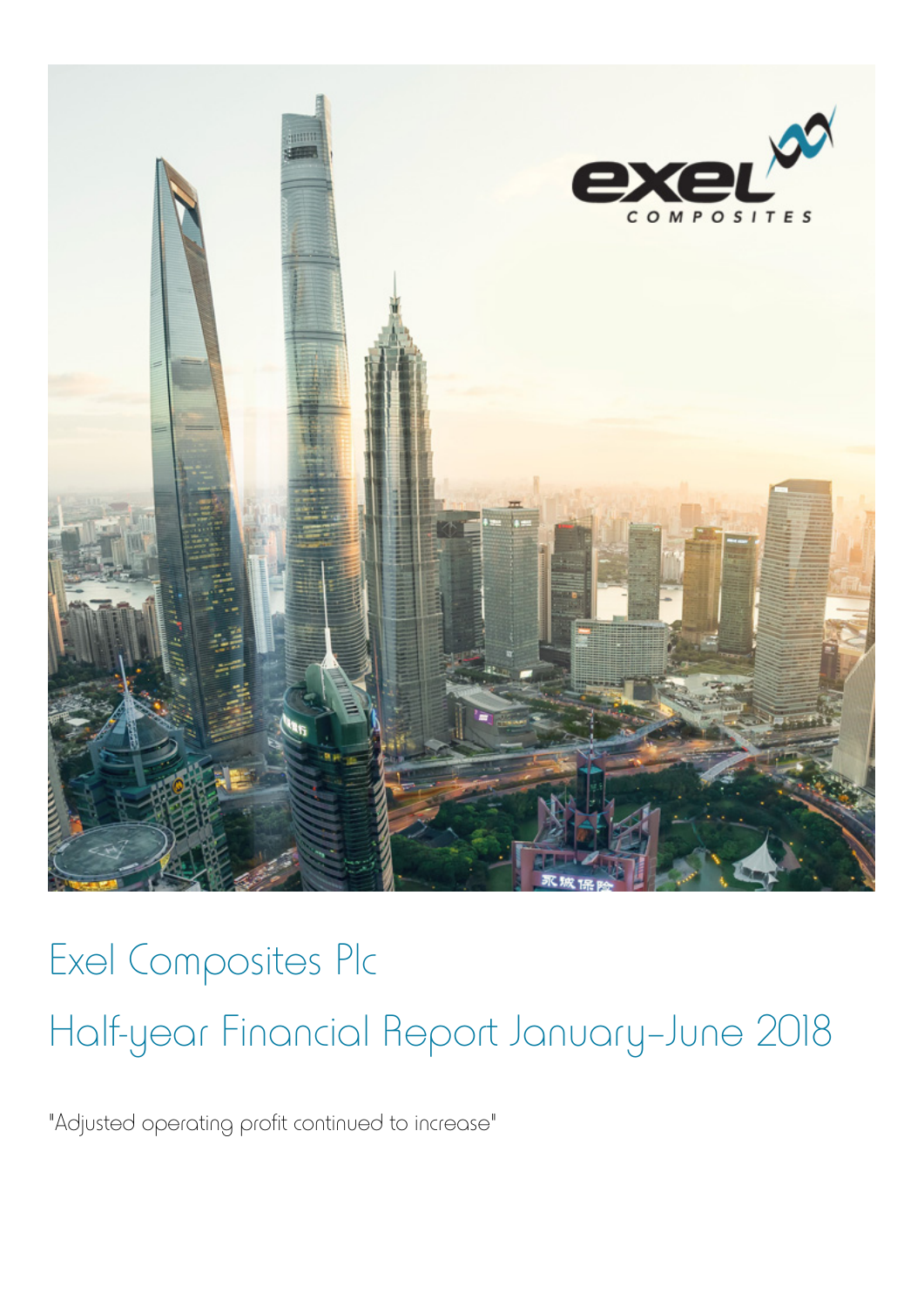# Exel Composites Plc

# Half-year Financial Report January–June 2018

"Adjusted operating profit continued to increase"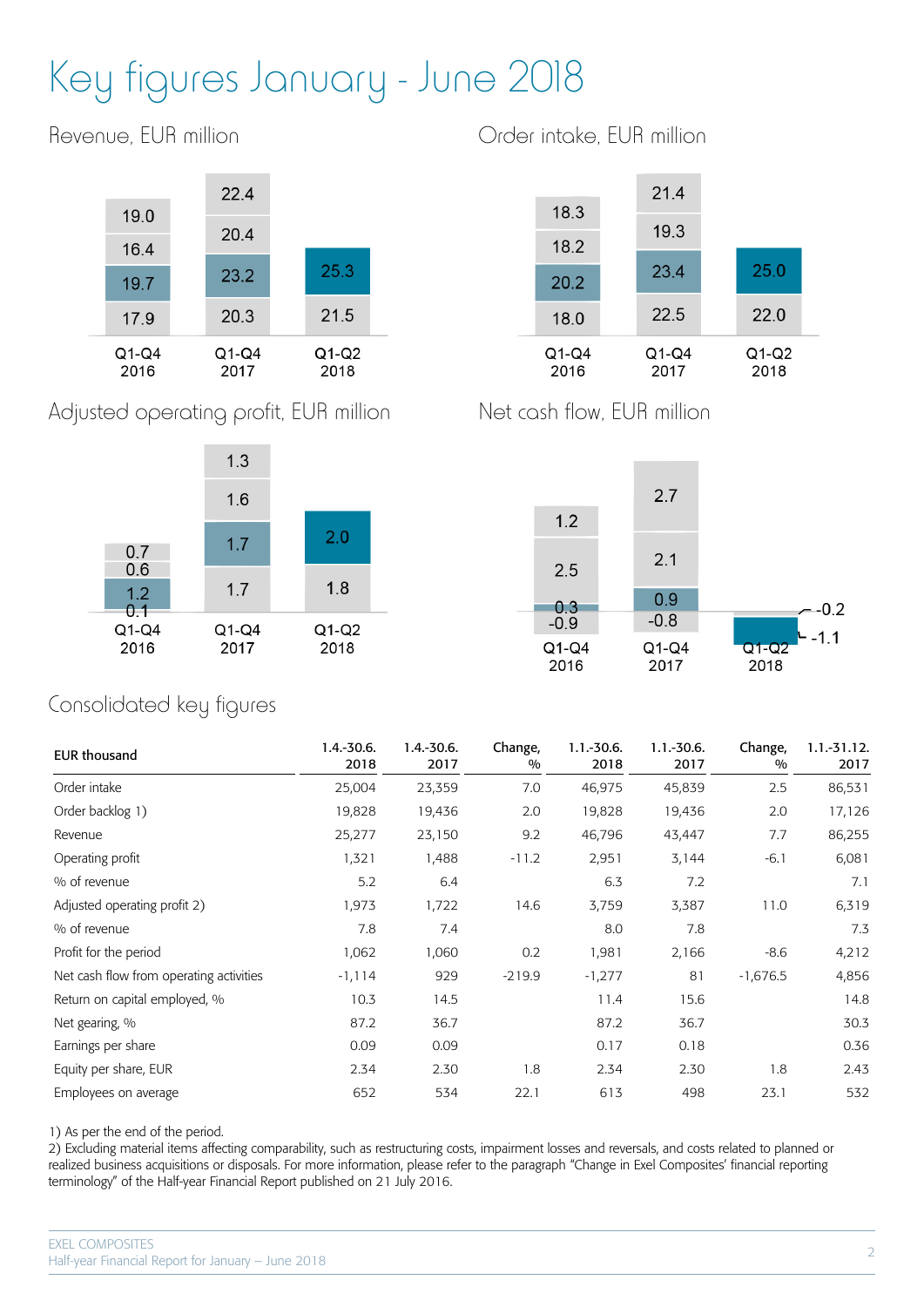# Key figures January - June 2018

## Revenue, EUR million

| | Q1-Q4 2016 | Q1-Q4 2017 | Q1-Q2 2018 |
|---|---|---|---|
| Q4 | 19.0 | 22.4 | |
| Q3 | 16.4 | 20.4 | |
| Q2 | 19.7 | 23.2 | 25.3 |
| Q1 | 17.9 | 20.3 | 21.5 |

## Order intake, EUR million

| | Q1-Q4 2016 | Q1-Q4 2017 | Q1-Q2 2018 |
|---|---|---|---|
| Q4 | 18.3 | 21.4 | |
| Q3 | 18.2 | 19.3 | |
| Q2 | 20.2 | 23.4 | 25.0 |
| Q1 | 18.0 | 22.5 | 22.0 |

## Adjusted operating profit, EUR million

| | Q1-Q4 2016 | Q1-Q4 2017 | Q1-Q2 2018 |
|---|---|---|---|
| Q4 | 0.7 | 1.3 | |
| Q3 | 0.6 | 1.6 | |
| Q2 | 1.2 | 1.7 | 2.0 |
| Q1 | 0.1 | 1.7 | 1.8 |

## Net cash flow, EUR million

| | Q1-Q4 2016 | Q1-Q4 2017 | Q1-Q2 2018 |
|---|---|---|---|
| Q4 | 1.2 | 2.7 | |
| Q3 | 2.5 | 2.1 | |
| Q2 | 0.3 | 0.9 | -1.1 |
| Q1 | -0.9 | -0.8 | -0.2 |

## Consolidated key figures

| EUR thousand | 1.4.-30.6. 2018 | 1.4.-30.6. 2017 | Change, % | 1.1.-30.6. 2018 | 1.1.-30.6. 2017 | Change, % | 1.1.-31.12. 2017 |
|---|---|---|---|---|---|---|---|
| Order intake | 25,004 | 23,359 | 7.0 | 46,975 | 45,839 | 2.5 | 86,531 |
| Order backlog 1) | 19,828 | 19,436 | 2.0 | 19,828 | 19,436 | 2.0 | 17,126 |
| Revenue | 25,277 | 23,150 | 9.2 | 46,796 | 43,447 | 7.7 | 86,255 |
| Operating profit | 1,321 | 1,488 | -11.2 | 2,951 | 3,144 | -6.1 | 6,081 |
| % of revenue | 5.2 | 6.4 | | 6.3 | 7.2 | | 7.1 |
| Adjusted operating profit 2) | 1,973 | 1,722 | 14.6 | 3,759 | 3,387 | 11.0 | 6,319 |
| % of revenue | 7.8 | 7.4 | | 8.0 | 7.8 | | 7.3 |
| Profit for the period | 1,062 | 1,060 | 0.2 | 1,981 | 2,166 | -8.6 | 4,212 |
| Net cash flow from operating activities | -1,114 | 929 | -219.9 | -1,277 | 81 | -1,676.5 | 4,856 |
| Return on capital employed, % | 10.3 | 14.5 | | 11.4 | 15.6 | | 14.8 |
| Net gearing, % | 87.2 | 36.7 | | 87.2 | 36.7 | | 30.3 |
| Earnings per share | 0.09 | 0.09 | | 0.17 | 0.18 | | 0.36 |
| Equity per share, EUR | 2.34 | 2.30 | 1.8 | 2.34 | 2.30 | 1.8 | 2.43 |
| Employees on average | 652 | 534 | 22.1 | 613 | 498 | 23.1 | 532 |

1) As per the end of the period.
2) Excluding material items affecting comparability, such as restructuring costs, impairment losses and reversals, and costs related to planned or realized business acquisitions or disposals. For more information, please refer to the paragraph "Change in Exel Composites' financial reporting terminology" of the Half-year Financial Report published on 21 July 2016.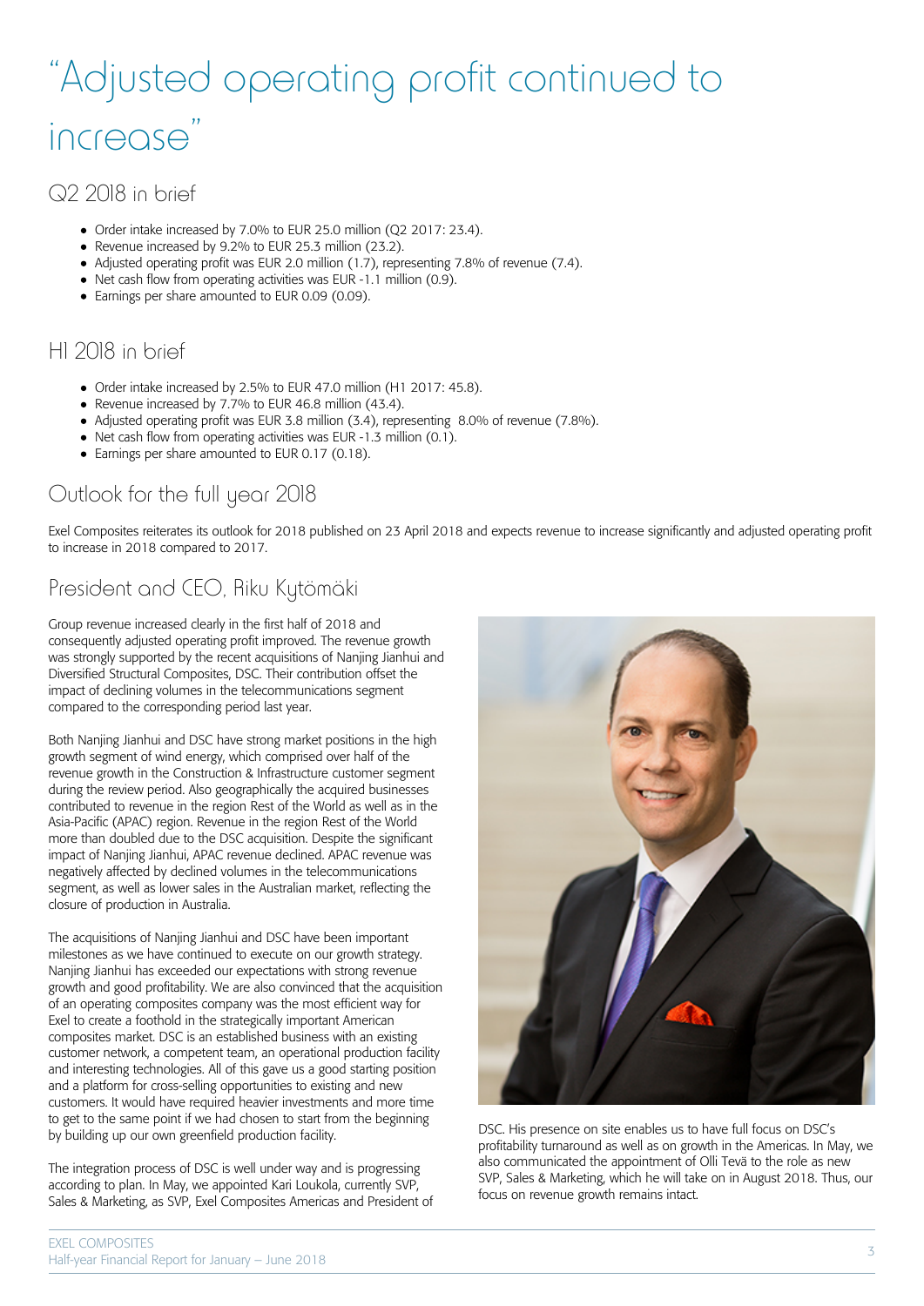# "Adjusted operating profit continued to increase"

## Q2 2018 in brief

- Order intake increased by 7.0% to EUR 25.0 million (Q2 2017: 23.4).
- Revenue increased by 9.2% to EUR 25.3 million (23.2).
- Adjusted operating profit was EUR 2.0 million (1.7), representing 7.8% of revenue (7.4).
- Net cash flow from operating activities was EUR -1.1 million (0.9).
- Earnings per share amounted to EUR 0.09 (0.09).

## H1 2018 in brief

- Order intake increased by 2.5% to EUR 47.0 million (H1 2017: 45.8).
- Revenue increased by 7.7% to EUR 46.8 million (43.4).
- Adjusted operating profit was EUR 3.8 million (3.4), representing 8.0% of revenue (7.8%).
- Net cash flow from operating activities was EUR -1.3 million (0.1).
- Earnings per share amounted to EUR 0.17 (0.18).

## Outlook for the full year 2018

Exel Composites reiterates its outlook for 2018 published on 23 April 2018 and expects revenue to increase significantly and adjusted operating profit to increase in 2018 compared to 2017.

## President and CEO, Riku Kytömäki

Group revenue increased clearly in the first half of 2018 and consequently adjusted operating profit improved. The revenue growth was strongly supported by the recent acquisitions of Nanjing Jianhui and Diversified Structural Composites, DSC. Their contribution offset the impact of declining volumes in the telecommunications segment compared to the corresponding period last year.

Both Nanjing Jianhui and DSC have strong market positions in the high growth segment of wind energy, which comprised over half of the revenue growth in the Construction & Infrastructure customer segment during the review period. Also geographically the acquired businesses contributed to revenue in the region Rest of the World as well as in the Asia-Pacific (APAC) region. Revenue in the region Rest of the World more than doubled due to the DSC acquisition. Despite the significant impact of Nanjing Jianhui, APAC revenue declined. APAC revenue was negatively affected by declined volumes in the telecommunications segment, as well as lower sales in the Australian market, reflecting the closure of production in Australia.

The acquisitions of Nanjing Jianhui and DSC have been important milestones as we have continued to execute on our growth strategy. Nanjing Jianhui has exceeded our expectations with strong revenue growth and good profitability. We are also convinced that the acquisition of an operating composites company was the most efficient way for Exel to create a foothold in the strategically important American composites market. DSC is an established business with an existing customer network, a competent team, an operational production facility and interesting technologies. All of this gave us a good starting position and a platform for cross-selling opportunities to existing and new customers. It would have required heavier investments and more time to get to the same point if we had chosen to start from the beginning by building up our own greenfield production facility.

The integration process of DSC is well under way and is progressing according to plan. In May, we appointed Kari Loukola, currently SVP, Sales & Marketing, as SVP, Exel Composites Americas and President of DSC. His presence on site enables us to have full focus on DSC's profitability turnaround as well as on growth in the Americas. In May, we also communicated the appointment of Olli Tevä to the role as new SVP, Sales & Marketing, which he will take on in August 2018. Thus, our focus on revenue growth remains intact.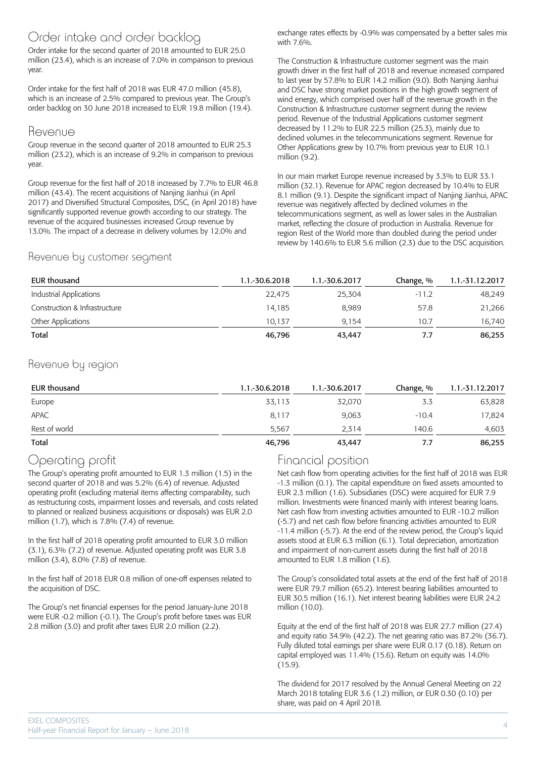## Order intake and order backlog

Order intake for the second quarter of 2018 amounted to EUR 25.0 million (23.4), which is an increase of 7.0% in comparison to previous year.

Order intake for the first half of 2018 was EUR 47.0 million (45.8), which is an increase of 2.5% compared to previous year. The Group's order backlog on 30 June 2018 increased to EUR 19.8 million (19.4).

## Revenue

Group revenue in the second quarter of 2018 amounted to EUR 25.3 million (23.2), which is an increase of 9.2% in comparison to previous year.

Group revenue for the first half of 2018 increased by 7.7% to EUR 46.8 million (43.4). The recent acquisitions of Nanjing Jianhui (in April 2017) and Diversified Structural Composites, DSC, (in April 2018) have significantly supported revenue growth according to our strategy. The revenue of the acquired businesses increased Group revenue by 13.0%. The impact of a decrease in delivery volumes by 12.0% and exchange rates effects by -0.9% was compensated by a better sales mix with 7.6%.

The Construction & Infrastructure customer segment was the main growth driver in the first half of 2018 and revenue increased compared to last year by 57.8% to EUR 14.2 million (9.0). Both Nanjing Jianhui and DSC have strong market positions in the high growth segment of wind energy, which comprised over half of the revenue growth in the Construction & Infrastructure customer segment during the review period. Revenue of the Industrial Applications customer segment decreased by 11.2% to EUR 22.5 million (25.3), mainly due to declined volumes in the telecommunications segment. Revenue for Other Applications grew by 10.7% from previous year to EUR 10.1 million (9.2).

In our main market Europe revenue increased by 3.3% to EUR 33.1 million (32.1). Revenue for APAC region decreased by 10.4% to EUR 8.1 million (9.1). Despite the significant impact of Nanjing Jianhui, APAC revenue was negatively affected by declined volumes in the telecommunications segment, as well as lower sales in the Australian market, reflecting the closure of production in Australia. Revenue for region Rest of the World more than doubled during the period under review by 140.6% to EUR 5.6 million (2.3) due to the DSC acquisition.

### Revenue by customer segment

| EUR thousand | 1.1.-30.6.2018 | 1.1.-30.6.2017 | Change, % | 1.1.-31.12.2017 |
|---|---|---|---|---|
| Industrial Applications | 22,475 | 25,304 | -11.2 | 48,249 |
| Construction & Infrastructure | 14,185 | 8,989 | 57.8 | 21,266 |
| Other Applications | 10,137 | 9,154 | 10.7 | 16,740 |
| **Total** | **46,796** | **43,447** | **7.7** | **86,255** |

### Revenue by region

| EUR thousand | 1.1.-30.6.2018 | 1.1.-30.6.2017 | Change, % | 1.1.-31.12.2017 |
|---|---|---|---|---|
| Europe | 33,113 | 32,070 | 3.3 | 63,828 |
| APAC | 8,117 | 9,063 | -10.4 | 17,824 |
| Rest of world | 5,567 | 2,314 | 140.6 | 4,603 |
| **Total** | **46,796** | **43,447** | **7.7** | **86,255** |

## Operating profit

The Group's operating profit amounted to EUR 1.3 million (1.5) in the second quarter of 2018 and was 5.2% (6.4) of revenue. Adjusted operating profit (excluding material items affecting comparability, such as restructuring costs, impairment losses and reversals, and costs related to planned or realized business acquisitions or disposals) was EUR 2.0 million (1.7), which is 7.8% (7.4) of revenue.

In the first half of 2018 operating profit amounted to EUR 3.0 million (3.1), 6.3% (7.2) of revenue. Adjusted operating profit was EUR 3.8 million (3.4), 8.0% (7.8) of revenue.

In the first half of 2018 EUR 0.8 million of one-off expenses related to the acquisition of DSC.

The Group's net financial expenses for the period January-June 2018 were EUR -0.2 million (-0.1). The Group's profit before taxes was EUR 2.8 million (3.0) and profit after taxes EUR 2.0 million (2.2).

## Financial position

Net cash flow from operating activities for the first half of 2018 was EUR -1.3 million (0.1). The capital expenditure on fixed assets amounted to EUR 2.3 million (1.6). Subsidiaries (DSC) were acquired for EUR 7.9 million. Investments were financed mainly with interest bearing loans. Net cash flow from investing activities amounted to EUR -10.2 million (-5.7) and net cash flow before financing activities amounted to EUR -11.4 million (-5.7). At the end of the review period, the Group's liquid assets stood at EUR 6.3 million (6.1). Total depreciation, amortization and impairment of non-current assets during the first half of 2018 amounted to EUR 1.8 million (1.6).

The Group's consolidated total assets at the end of the first half of 2018 were EUR 79.7 million (65.2). Interest bearing liabilities amounted to EUR 30.5 million (16.1). Net interest bearing liabilities were EUR 24.2 million (10.0).

Equity at the end of the first half of 2018 was EUR 27.7 million (27.4) and equity ratio 34.9% (42.2). The net gearing ratio was 87.2% (36.7). Fully diluted total earnings per share were EUR 0.17 (0.18). Return on capital employed was 11.4% (15.6). Return on equity was 14.0% (15.9).

The dividend for 2017 resolved by the Annual General Meeting on 22 March 2018 totaling EUR 3.6 (1.2) million, or EUR 0.30 (0.10) per share, was paid on 4 April 2018.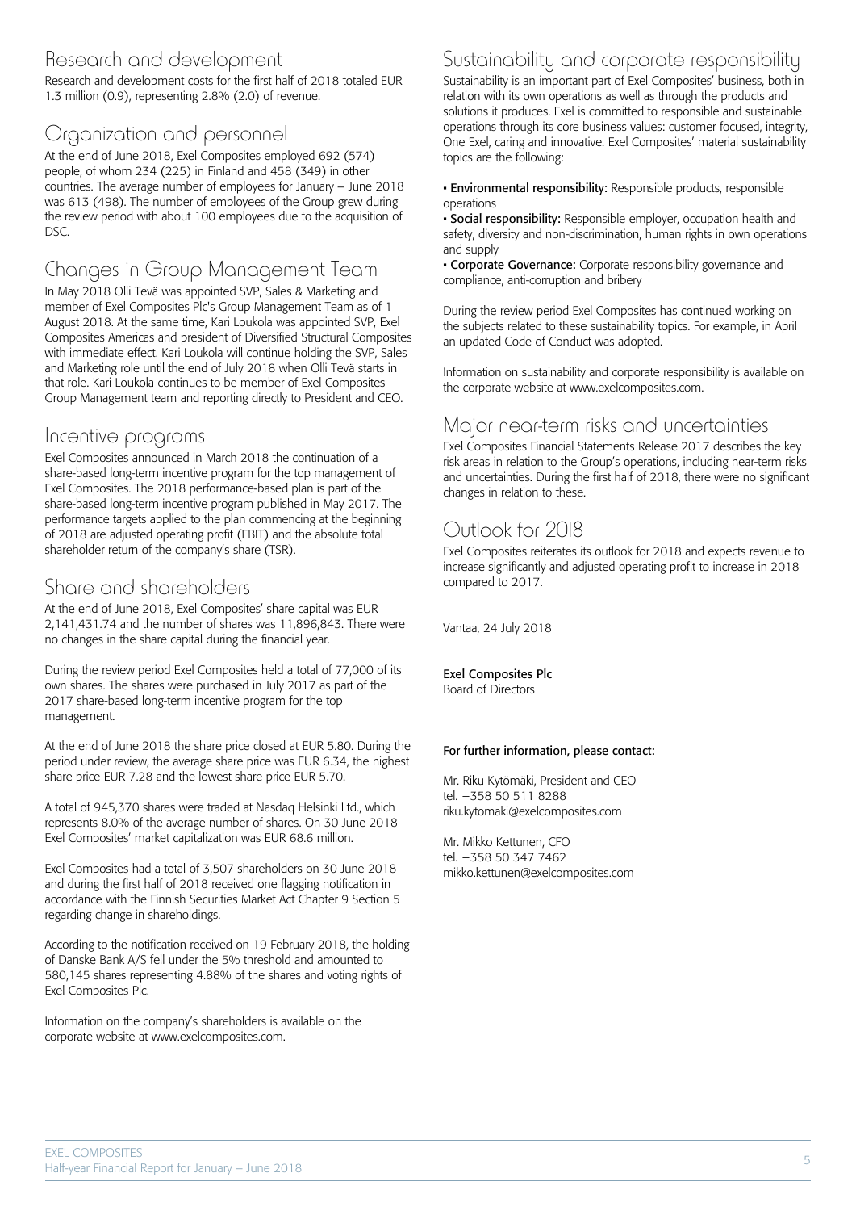## Research and development

Research and development costs for the first half of 2018 totaled EUR 1.3 million (0.9), representing 2.8% (2.0) of revenue.

## Organization and personnel

At the end of June 2018, Exel Composites employed 692 (574) people, of whom 234 (225) in Finland and 458 (349) in other countries. The average number of employees for January – June 2018 was 613 (498). The number of employees of the Group grew during the review period with about 100 employees due to the acquisition of DSC.

## Changes in Group Management Team

In May 2018 Olli Tevä was appointed SVP, Sales & Marketing and member of Exel Composites Plc's Group Management Team as of 1 August 2018. At the same time, Kari Loukola was appointed SVP, Exel Composites Americas and president of Diversified Structural Composites with immediate effect. Kari Loukola will continue holding the SVP, Sales and Marketing role until the end of July 2018 when Olli Tevä starts in that role. Kari Loukola continues to be member of Exel Composites Group Management team and reporting directly to President and CEO.

## Incentive programs

Exel Composites announced in March 2018 the continuation of a share-based long-term incentive program for the top management of Exel Composites. The 2018 performance-based plan is part of the share-based long-term incentive program published in May 2017. The performance targets applied to the plan commencing at the beginning of 2018 are adjusted operating profit (EBIT) and the absolute total shareholder return of the company's share (TSR).

## Share and shareholders

At the end of June 2018, Exel Composites' share capital was EUR 2,141,431.74 and the number of shares was 11,896,843. There were no changes in the share capital during the financial year.

During the review period Exel Composites held a total of 77,000 of its own shares. The shares were purchased in July 2017 as part of the 2017 share-based long-term incentive program for the top management.

At the end of June 2018 the share price closed at EUR 5.80. During the period under review, the average share price was EUR 6.34, the highest share price EUR 7.28 and the lowest share price EUR 5.70.

A total of 945,370 shares were traded at Nasdaq Helsinki Ltd., which represents 8.0% of the average number of shares. On 30 June 2018 Exel Composites' market capitalization was EUR 68.6 million.

Exel Composites had a total of 3,507 shareholders on 30 June 2018 and during the first half of 2018 received one flagging notification in accordance with the Finnish Securities Market Act Chapter 9 Section 5 regarding change in shareholdings.

According to the notification received on 19 February 2018, the holding of Danske Bank A/S fell under the 5% threshold and amounted to 580,145 shares representing 4.88% of the shares and voting rights of Exel Composites Plc.

Information on the company's shareholders is available on the corporate website at www.exelcomposites.com.

## Sustainability and corporate responsibility

Sustainability is an important part of Exel Composites' business, both in relation with its own operations as well as through the products and solutions it produces. Exel is committed to responsible and sustainable operations through its core business values: customer focused, integrity, One Exel, caring and innovative. Exel Composites' material sustainability topics are the following:

- **Environmental responsibility:** Responsible products, responsible operations
- **Social responsibility:** Responsible employer, occupation health and safety, diversity and non-discrimination, human rights in own operations and supply
- **Corporate Governance:** Corporate responsibility governance and compliance, anti-corruption and bribery

During the review period Exel Composites has continued working on the subjects related to these sustainability topics. For example, in April an updated Code of Conduct was adopted.

Information on sustainability and corporate responsibility is available on the corporate website at www.exelcomposites.com.

## Major near-term risks and uncertainties

Exel Composites Financial Statements Release 2017 describes the key risk areas in relation to the Group's operations, including near-term risks and uncertainties. During the first half of 2018, there were no significant changes in relation to these.

## Outlook for 2018

Exel Composites reiterates its outlook for 2018 and expects revenue to increase significantly and adjusted operating profit to increase in 2018 compared to 2017.

Vantaa, 24 July 2018

**Exel Composites Plc**
Board of Directors

**For further information, please contact:**

Mr. Riku Kytömäki, President and CEO
tel. +358 50 511 8288
riku.kytomaki@exelcomposites.com

Mr. Mikko Kettunen, CFO
tel. +358 50 347 7462
mikko.kettunen@exelcomposites.com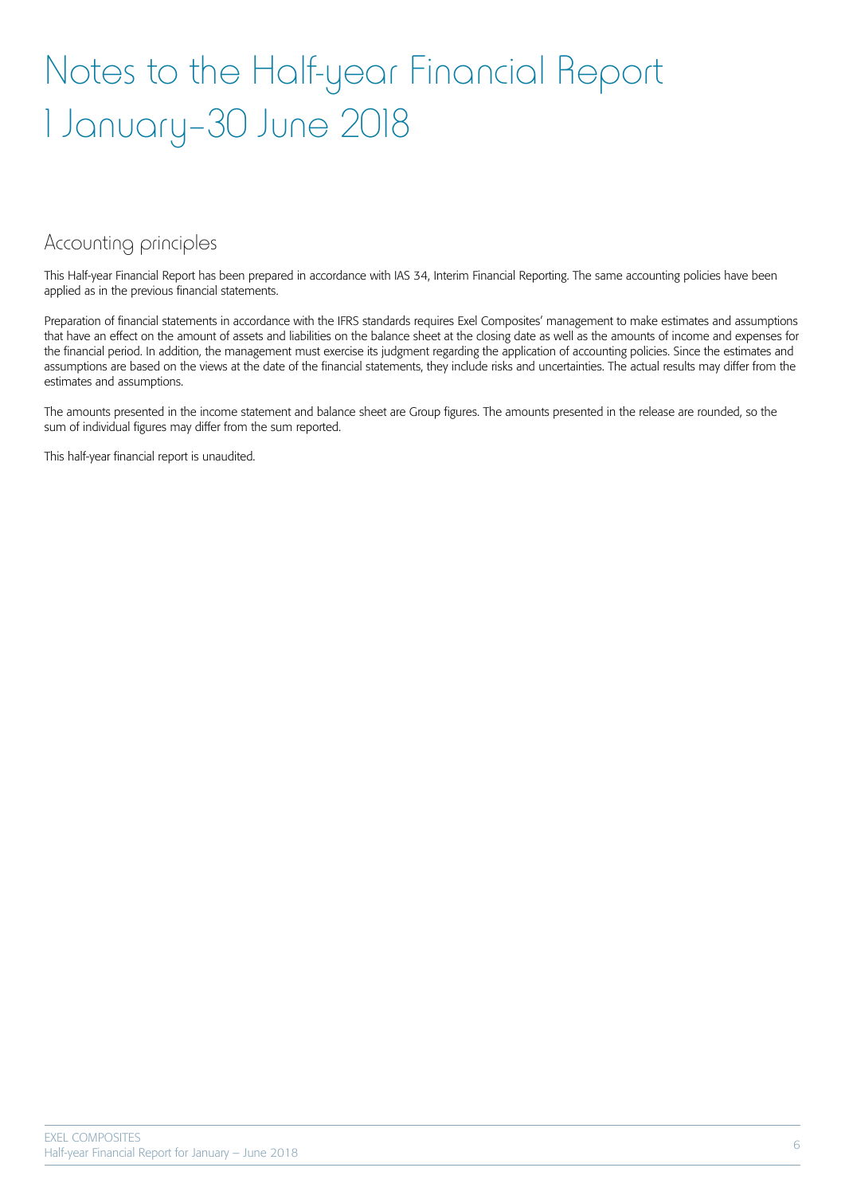# Notes to the Half-year Financial Report 1 January–30 June 2018

## Accounting principles

This Half-year Financial Report has been prepared in accordance with IAS 34, Interim Financial Reporting. The same accounting policies have been applied as in the previous financial statements.

Preparation of financial statements in accordance with the IFRS standards requires Exel Composites' management to make estimates and assumptions that have an effect on the amount of assets and liabilities on the balance sheet at the closing date as well as the amounts of income and expenses for the financial period. In addition, the management must exercise its judgment regarding the application of accounting policies. Since the estimates and assumptions are based on the views at the date of the financial statements, they include risks and uncertainties. The actual results may differ from the estimates and assumptions.

The amounts presented in the income statement and balance sheet are Group figures. The amounts presented in the release are rounded, so the sum of individual figures may differ from the sum reported.

This half-year financial report is unaudited.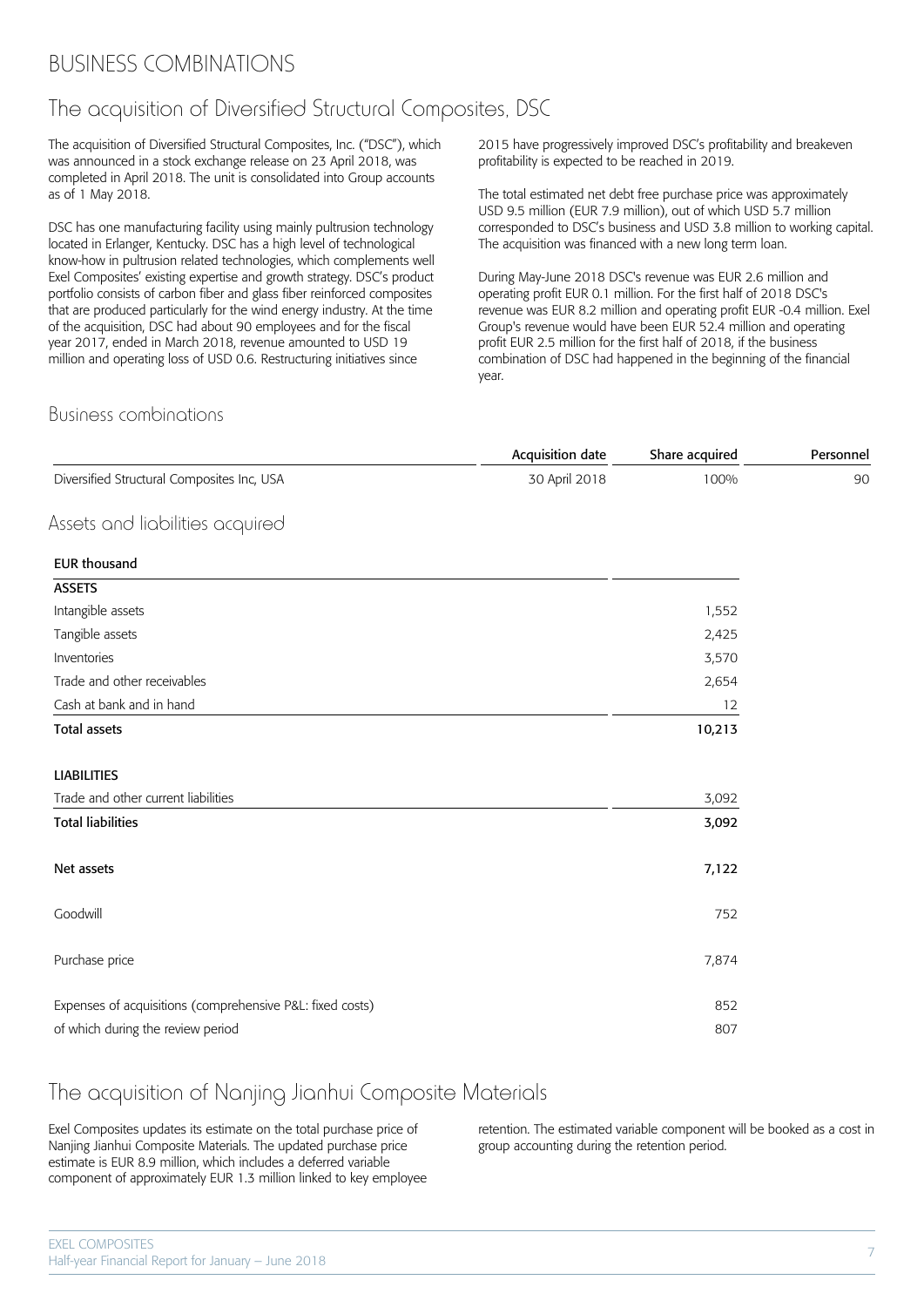# BUSINESS COMBINATIONS

## The acquisition of Diversified Structural Composites, DSC

The acquisition of Diversified Structural Composites, Inc. ("DSC"), which was announced in a stock exchange release on 23 April 2018, was completed in April 2018. The unit is consolidated into Group accounts as of 1 May 2018.

DSC has one manufacturing facility using mainly pultrusion technology located in Erlanger, Kentucky. DSC has a high level of technological know-how in pultrusion related technologies, which complements well Exel Composites' existing expertise and growth strategy. DSC's product portfolio consists of carbon fiber and glass fiber reinforced composites that are produced particularly for the wind energy industry. At the time of the acquisition, DSC had about 90 employees and for the fiscal year 2017, ended in March 2018, revenue amounted to USD 19 million and operating loss of USD 0.6. Restructuring initiatives since 2015 have progressively improved DSC's profitability and breakeven profitability is expected to be reached in 2019.

The total estimated net debt free purchase price was approximately USD 9.5 million (EUR 7.9 million), out of which USD 5.7 million corresponded to DSC's business and USD 3.8 million to working capital. The acquisition was financed with a new long term loan.

During May-June 2018 DSC's revenue was EUR 2.6 million and operating profit EUR 0.1 million. For the first half of 2018 DSC's revenue was EUR 8.2 million and operating profit EUR -0.4 million. Exel Group's revenue would have been EUR 52.4 million and operating profit EUR 2.5 million for the first half of 2018, if the business combination of DSC had happened in the beginning of the financial year.

### Business combinations

| | Acquisition date | Share acquired | Personnel |
|---|---|---|---|
| Diversified Structural Composites Inc, USA | 30 April 2018 | 100% | 90 |

### Assets and liabilities acquired

| EUR thousand | |
|---|---|
| **ASSETS** | |
| Intangible assets | 1,552 |
| Tangible assets | 2,425 |
| Inventories | 3,570 |
| Trade and other receivables | 2,654 |
| Cash at bank and in hand | 12 |
| **Total assets** | **10,213** |
| | |
| **LIABILITIES** | |
| Trade and other current liabilities | 3,092 |
| **Total liabilities** | **3,092** |
| | |
| **Net assets** | **7,122** |
| | |
| Goodwill | 752 |
| | |
| Purchase price | 7,874 |
| | |
| Expenses of acquisitions (comprehensive P&L: fixed costs) | 852 |
| of which during the review period | 807 |

## The acquisition of Nanjing Jianhui Composite Materials

Exel Composites updates its estimate on the total purchase price of Nanjing Jianhui Composite Materials. The updated purchase price estimate is EUR 8.9 million, which includes a deferred variable component of approximately EUR 1.3 million linked to key employee retention. The estimated variable component will be booked as a cost in group accounting during the retention period.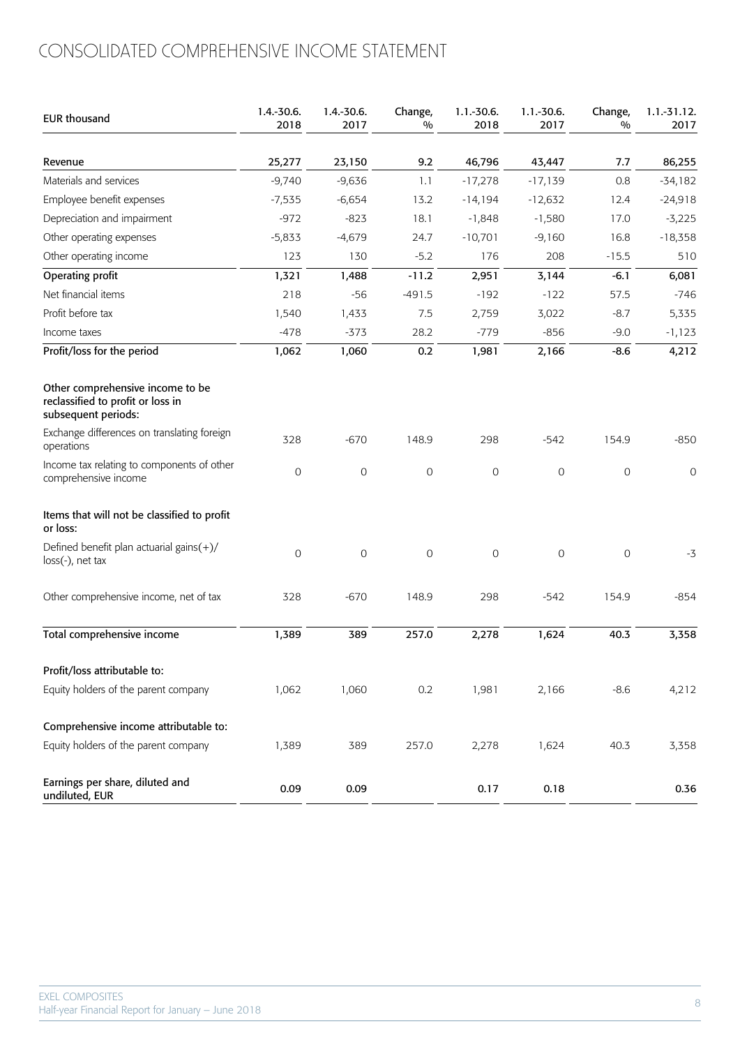# CONSOLIDATED COMPREHENSIVE INCOME STATEMENT

| EUR thousand | 1.4.-30.6. 2018 | 1.4.-30.6. 2017 | Change, % | 1.1.-30.6. 2018 | 1.1.-30.6. 2017 | Change, % | 1.1.-31.12. 2017 |
|---|---|---|---|---|---|---|---|
| **Revenue** | **25,277** | **23,150** | **9.2** | **46,796** | **43,447** | **7.7** | **86,255** |
| Materials and services | -9,740 | -9,636 | 1.1 | -17,278 | -17,139 | 0.8 | -34,182 |
| Employee benefit expenses | -7,535 | -6,654 | 13.2 | -14,194 | -12,632 | 12.4 | -24,918 |
| Depreciation and impairment | -972 | -823 | 18.1 | -1,848 | -1,580 | 17.0 | -3,225 |
| Other operating expenses | -5,833 | -4,679 | 24.7 | -10,701 | -9,160 | 16.8 | -18,358 |
| Other operating income | 123 | 130 | -5.2 | 176 | 208 | -15.5 | 510 |
| **Operating profit** | **1,321** | **1,488** | **-11.2** | **2,951** | **3,144** | **-6.1** | **6,081** |
| Net financial items | 218 | -56 | -491.5 | -192 | -122 | 57.5 | -746 |
| Profit before tax | 1,540 | 1,433 | 7.5 | 2,759 | 3,022 | -8.7 | 5,335 |
| Income taxes | -478 | -373 | 28.2 | -779 | -856 | -9.0 | -1,123 |
| **Profit/loss for the period** | **1,062** | **1,060** | **0.2** | **1,981** | **2,166** | **-8.6** | **4,212** |
| **Other comprehensive income to be reclassified to profit or loss in subsequent periods:** | | | | | | | |
| Exchange differences on translating foreign operations | 328 | -670 | 148.9 | 298 | -542 | 154.9 | -850 |
| Income tax relating to components of other comprehensive income | 0 | 0 | 0 | 0 | 0 | 0 | 0 |
| **Items that will not be classified to profit or loss:** | | | | | | | |
| Defined benefit plan actuarial gains(+)/loss(-), net tax | 0 | 0 | 0 | 0 | 0 | 0 | -3 |
| Other comprehensive income, net of tax | 328 | -670 | 148.9 | 298 | -542 | 154.9 | -854 |
| **Total comprehensive income** | **1,389** | **389** | **257.0** | **2,278** | **1,624** | **40.3** | **3,358** |
| **Profit/loss attributable to:** | | | | | | | |
| Equity holders of the parent company | 1,062 | 1,060 | 0.2 | 1,981 | 2,166 | -8.6 | 4,212 |
| **Comprehensive income attributable to:** | | | | | | | |
| Equity holders of the parent company | 1,389 | 389 | 257.0 | 2,278 | 1,624 | 40.3 | 3,358 |
| **Earnings per share, diluted and undiluted, EUR** | **0.09** | **0.09** | | **0.17** | **0.18** | | **0.36** |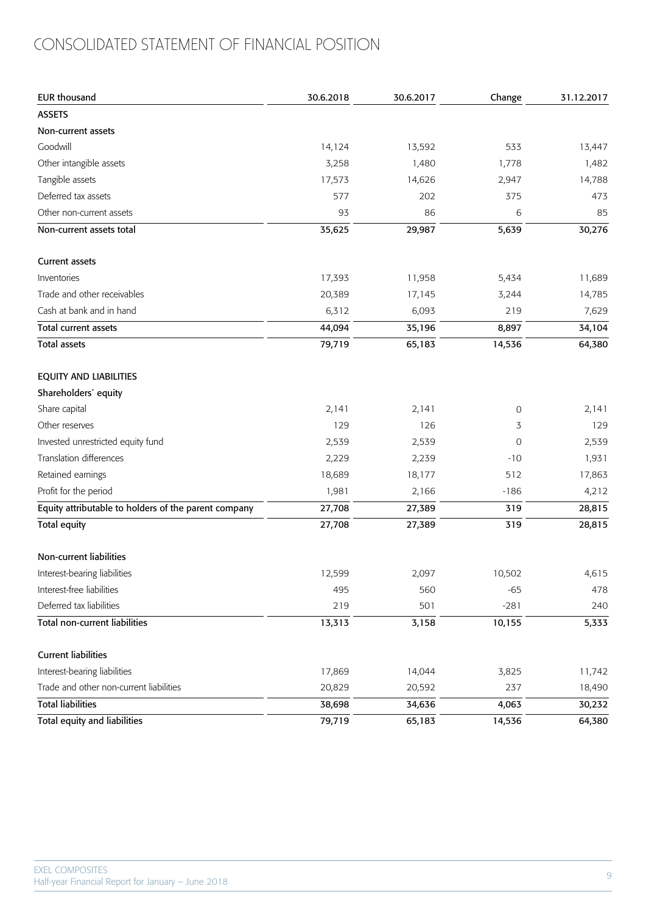# CONSOLIDATED STATEMENT OF FINANCIAL POSITION

| EUR thousand | 30.6.2018 | 30.6.2017 | Change | 31.12.2017 |
|---|---|---|---|---|
| **ASSETS** | | | | |
| **Non-current assets** | | | | |
| Goodwill | 14,124 | 13,592 | 533 | 13,447 |
| Other intangible assets | 3,258 | 1,480 | 1,778 | 1,482 |
| Tangible assets | 17,573 | 14,626 | 2,947 | 14,788 |
| Deferred tax assets | 577 | 202 | 375 | 473 |
| Other non-current assets | 93 | 86 | 6 | 85 |
| **Non-current assets total** | **35,625** | **29,987** | **5,639** | **30,276** |
| | | | | |
| **Current assets** | | | | |
| Inventories | 17,393 | 11,958 | 5,434 | 11,689 |
| Trade and other receivables | 20,389 | 17,145 | 3,244 | 14,785 |
| Cash at bank and in hand | 6,312 | 6,093 | 219 | 7,629 |
| **Total current assets** | **44,094** | **35,196** | **8,897** | **34,104** |
| **Total assets** | **79,719** | **65,183** | **14,536** | **64,380** |
| | | | | |
| **EQUITY AND LIABILITIES** | | | | |
| **Shareholders´ equity** | | | | |
| Share capital | 2,141 | 2,141 | 0 | 2,141 |
| Other reserves | 129 | 126 | 3 | 129 |
| Invested unrestricted equity fund | 2,539 | 2,539 | 0 | 2,539 |
| Translation differences | 2,229 | 2,239 | -10 | 1,931 |
| Retained earnings | 18,689 | 18,177 | 512 | 17,863 |
| Profit for the period | 1,981 | 2,166 | -186 | 4,212 |
| **Equity attributable to holders of the parent company** | **27,708** | **27,389** | **319** | **28,815** |
| **Total equity** | **27,708** | **27,389** | **319** | **28,815** |
| | | | | |
| **Non-current liabilities** | | | | |
| Interest-bearing liabilities | 12,599 | 2,097 | 10,502 | 4,615 |
| Interest-free liabilities | 495 | 560 | -65 | 478 |
| Deferred tax liabilities | 219 | 501 | -281 | 240 |
| **Total non-current liabilities** | **13,313** | **3,158** | **10,155** | **5,333** |
| | | | | |
| **Current liabilities** | | | | |
| Interest-bearing liabilities | 17,869 | 14,044 | 3,825 | 11,742 |
| Trade and other non-current liabilities | 20,829 | 20,592 | 237 | 18,490 |
| **Total liabilities** | **38,698** | **34,636** | **4,063** | **30,232** |
| **Total equity and liabilities** | **79,719** | **65,183** | **14,536** | **64,380** |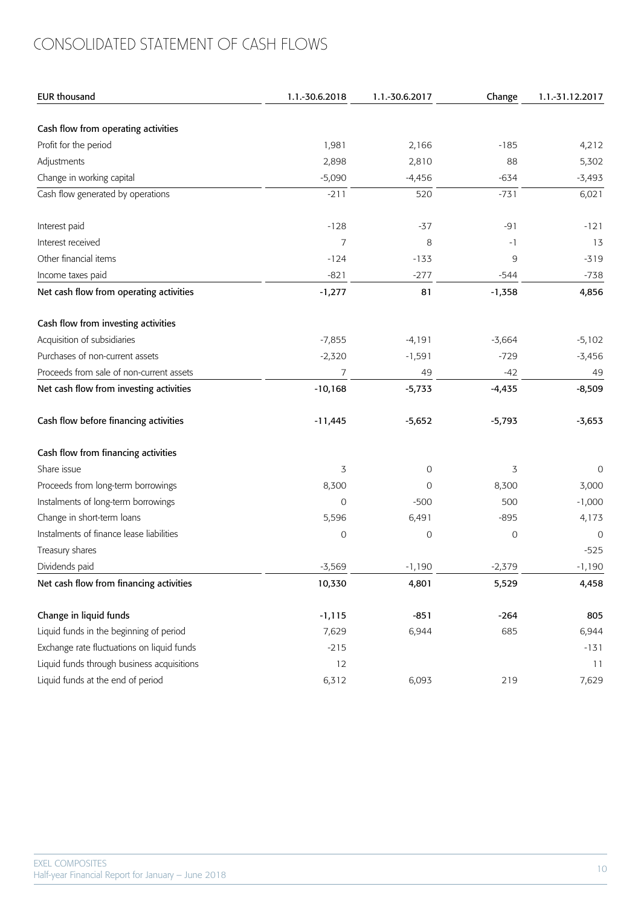# CONSOLIDATED STATEMENT OF CASH FLOWS

| EUR thousand | 1.1.-30.6.2018 | 1.1.-30.6.2017 | Change | 1.1.-31.12.2017 |
|---|---|---|---|---|
| **Cash flow from operating activities** | | | | |
| Profit for the period | 1,981 | 2,166 | -185 | 4,212 |
| Adjustments | 2,898 | 2,810 | 88 | 5,302 |
| Change in working capital | -5,090 | -4,456 | -634 | -3,493 |
| Cash flow generated by operations | -211 | 520 | -731 | 6,021 |
| Interest paid | -128 | -37 | -91 | -121 |
| Interest received | 7 | 8 | -1 | 13 |
| Other financial items | -124 | -133 | 9 | -319 |
| Income taxes paid | -821 | -277 | -544 | -738 |
| **Net cash flow from operating activities** | **-1,277** | **81** | **-1,358** | **4,856** |
| **Cash flow from investing activities** | | | | |
| Acquisition of subsidiaries | -7,855 | -4,191 | -3,664 | -5,102 |
| Purchases of non-current assets | -2,320 | -1,591 | -729 | -3,456 |
| Proceeds from sale of non-current assets | 7 | 49 | -42 | 49 |
| **Net cash flow from investing activities** | **-10,168** | **-5,733** | **-4,435** | **-8,509** |
| **Cash flow before financing activities** | **-11,445** | **-5,652** | **-5,793** | **-3,653** |
| **Cash flow from financing activities** | | | | |
| Share issue | 3 | 0 | 3 | 0 |
| Proceeds from long-term borrowings | 8,300 | 0 | 8,300 | 3,000 |
| Instalments of long-term borrowings | 0 | -500 | 500 | -1,000 |
| Change in short-term loans | 5,596 | 6,491 | -895 | 4,173 |
| Instalments of finance lease liabilities | 0 | 0 | 0 | 0 |
| Treasury shares | | | | -525 |
| Dividends paid | -3,569 | -1,190 | -2,379 | -1,190 |
| **Net cash flow from financing activities** | **10,330** | **4,801** | **5,529** | **4,458** |
| **Change in liquid funds** | **-1,115** | **-851** | **-264** | **805** |
| Liquid funds in the beginning of period | 7,629 | 6,944 | 685 | 6,944 |
| Exchange rate fluctuations on liquid funds | -215 | | | -131 |
| Liquid funds through business acquisitions | 12 | | | 11 |
| Liquid funds at the end of period | 6,312 | 6,093 | 219 | 7,629 |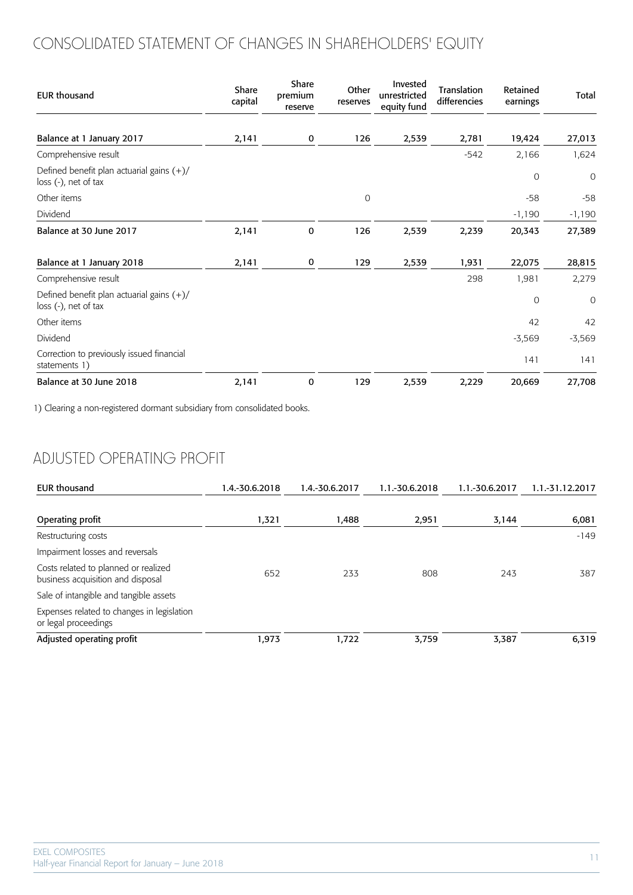## CONSOLIDATED STATEMENT OF CHANGES IN SHAREHOLDERS' EQUITY

| EUR thousand | Share capital | Share premium reserve | Other reserves | Invested unrestricted equity fund | Translation differencies | Retained earnings | Total |
|---|---|---|---|---|---|---|---|
| **Balance at 1 January 2017** | 2,141 | 0 | 126 | 2,539 | 2,781 | 19,424 | 27,013 |
| Comprehensive result | | | | | -542 | 2,166 | 1,624 |
| Defined benefit plan actuarial gains (+)/ loss (-), net of tax | | | | | | 0 | 0 |
| Other items | | | 0 | | | -58 | -58 |
| Dividend | | | | | | -1,190 | -1,190 |
| **Balance at 30 June 2017** | 2,141 | 0 | 126 | 2,539 | 2,239 | 20,343 | 27,389 |
| | | | | | | | |
| **Balance at 1 January 2018** | 2,141 | 0 | 129 | 2,539 | 1,931 | 22,075 | 28,815 |
| Comprehensive result | | | | | 298 | 1,981 | 2,279 |
| Defined benefit plan actuarial gains (+)/ loss (-), net of tax | | | | | | 0 | 0 |
| Other items | | | | | | 42 | 42 |
| Dividend | | | | | | -3,569 | -3,569 |
| Correction to previously issued financial statements 1) | | | | | | 141 | 141 |
| **Balance at 30 June 2018** | 2,141 | 0 | 129 | 2,539 | 2,229 | 20,669 | 27,708 |

1) Clearing a non-registered dormant subsidiary from consolidated books.

## ADJUSTED OPERATING PROFIT

| EUR thousand | 1.4.-30.6.2018 | 1.4.-30.6.2017 | 1.1.-30.6.2018 | 1.1.-30.6.2017 | 1.1.-31.12.2017 |
|---|---|---|---|---|---|
| **Operating profit** | 1,321 | 1,488 | 2,951 | 3,144 | 6,081 |
| Restructuring costs | | | | | -149 |
| Impairment losses and reversals | | | | | |
| Costs related to planned or realized business acquisition and disposal | 652 | 233 | 808 | 243 | 387 |
| Sale of intangible and tangible assets | | | | | |
| Expenses related to changes in legislation or legal proceedings | | | | | |
| **Adjusted operating profit** | 1,973 | 1,722 | 3,759 | 3,387 | 6,319 |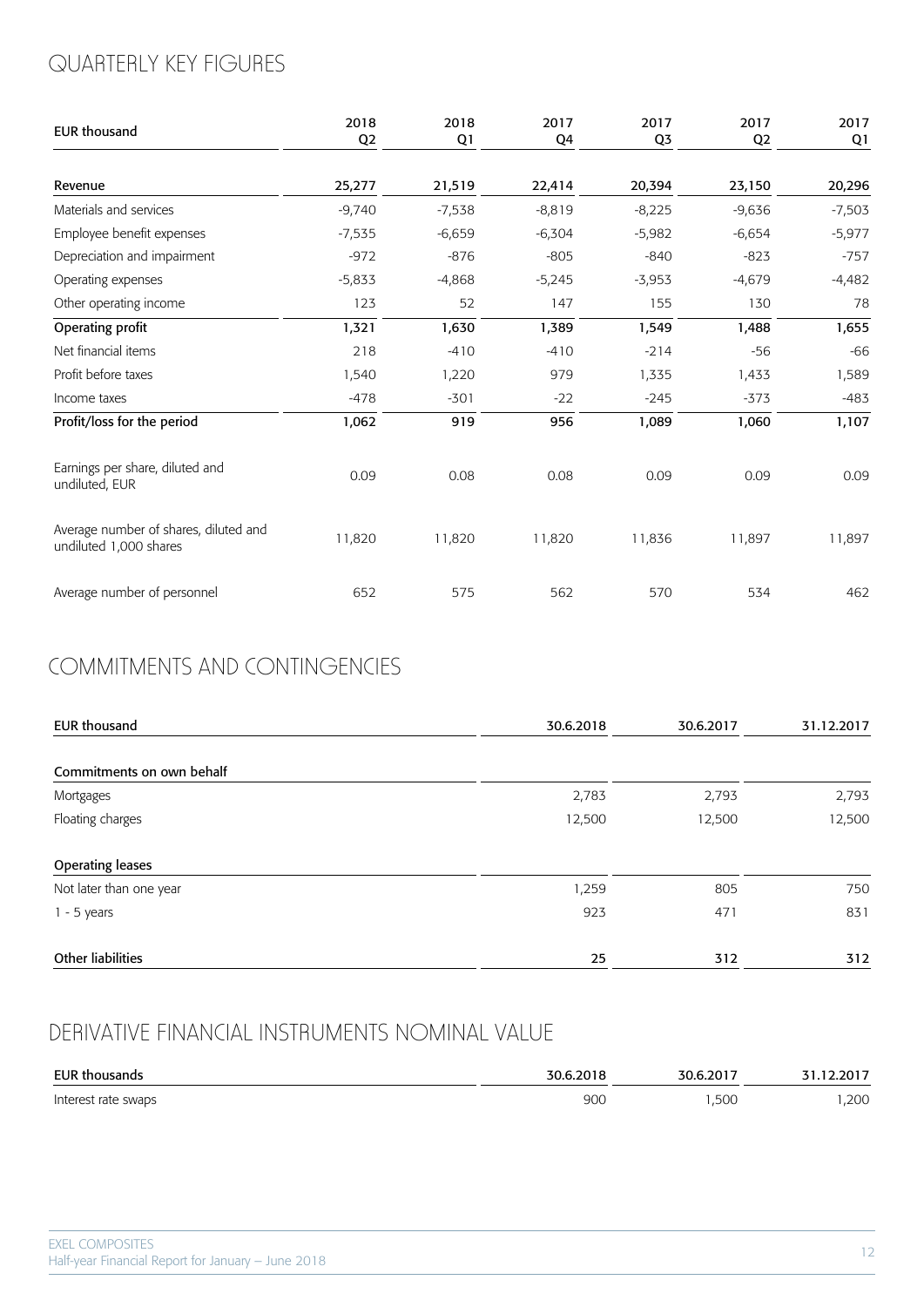# QUARTERLY KEY FIGURES

| EUR thousand | 2018 Q2 | 2018 Q1 | 2017 Q4 | 2017 Q3 | 2017 Q2 | 2017 Q1 |
|---|---|---|---|---|---|---|
| **Revenue** | **25,277** | **21,519** | **22,414** | **20,394** | **23,150** | **20,296** |
| Materials and services | -9,740 | -7,538 | -8,819 | -8,225 | -9,636 | -7,503 |
| Employee benefit expenses | -7,535 | -6,659 | -6,304 | -5,982 | -6,654 | -5,977 |
| Depreciation and impairment | -972 | -876 | -805 | -840 | -823 | -757 |
| Operating expenses | -5,833 | -4,868 | -5,245 | -3,953 | -4,679 | -4,482 |
| Other operating income | 123 | 52 | 147 | 155 | 130 | 78 |
| **Operating profit** | **1,321** | **1,630** | **1,389** | **1,549** | **1,488** | **1,655** |
| Net financial items | 218 | -410 | -410 | -214 | -56 | -66 |
| Profit before taxes | 1,540 | 1,220 | 979 | 1,335 | 1,433 | 1,589 |
| Income taxes | -478 | -301 | -22 | -245 | -373 | -483 |
| **Profit/loss for the period** | **1,062** | **919** | **956** | **1,089** | **1,060** | **1,107** |
| Earnings per share, diluted and undiluted, EUR | 0.09 | 0.08 | 0.08 | 0.09 | 0.09 | 0.09 |
| Average number of shares, diluted and undiluted 1,000 shares | 11,820 | 11,820 | 11,820 | 11,836 | 11,897 | 11,897 |
| Average number of personnel | 652 | 575 | 562 | 570 | 534 | 462 |

# COMMITMENTS AND CONTINGENCIES

| EUR thousand | 30.6.2018 | 30.6.2017 | 31.12.2017 |
|---|---|---|---|
| **Commitments on own behalf** | | | |
| Mortgages | 2,783 | 2,793 | 2,793 |
| Floating charges | 12,500 | 12,500 | 12,500 |
| **Operating leases** | | | |
| Not later than one year | 1,259 | 805 | 750 |
| 1 - 5 years | 923 | 471 | 831 |
| **Other liabilities** | **25** | **312** | **312** |

# DERIVATIVE FINANCIAL INSTRUMENTS NOMINAL VALUE

| EUR thousands | 30.6.2018 | 30.6.2017 | 31.12.2017 |
|---|---|---|---|
| Interest rate swaps | 900 | 1,500 | 1,200 |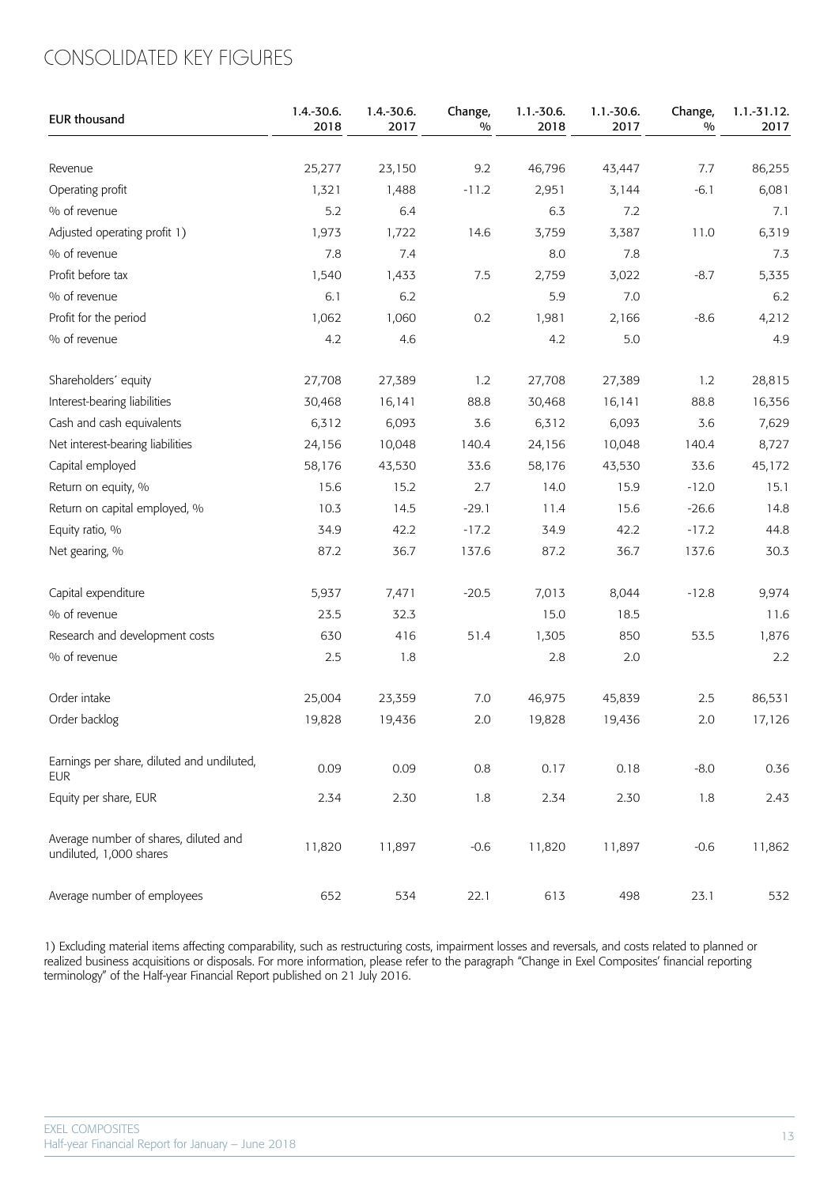# CONSOLIDATED KEY FIGURES

| EUR thousand | 1.4.-30.6. 2018 | 1.4.-30.6. 2017 | Change, % | 1.1.-30.6. 2018 | 1.1.-30.6. 2017 | Change, % | 1.1.-31.12. 2017 |
|---|---|---|---|---|---|---|---|
| Revenue | 25,277 | 23,150 | 9.2 | 46,796 | 43,447 | 7.7 | 86,255 |
| Operating profit | 1,321 | 1,488 | -11.2 | 2,951 | 3,144 | -6.1 | 6,081 |
| % of revenue | 5.2 | 6.4 | | 6.3 | 7.2 | | 7.1 |
| Adjusted operating profit 1) | 1,973 | 1,722 | 14.6 | 3,759 | 3,387 | 11.0 | 6,319 |
| % of revenue | 7.8 | 7.4 | | 8.0 | 7.8 | | 7.3 |
| Profit before tax | 1,540 | 1,433 | 7.5 | 2,759 | 3,022 | -8.7 | 5,335 |
| % of revenue | 6.1 | 6.2 | | 5.9 | 7.0 | | 6.2 |
| Profit for the period | 1,062 | 1,060 | 0.2 | 1,981 | 2,166 | -8.6 | 4,212 |
| % of revenue | 4.2 | 4.6 | | 4.2 | 5.0 | | 4.9 |
| Shareholders´ equity | 27,708 | 27,389 | 1.2 | 27,708 | 27,389 | 1.2 | 28,815 |
| Interest-bearing liabilities | 30,468 | 16,141 | 88.8 | 30,468 | 16,141 | 88.8 | 16,356 |
| Cash and cash equivalents | 6,312 | 6,093 | 3.6 | 6,312 | 6,093 | 3.6 | 7,629 |
| Net interest-bearing liabilities | 24,156 | 10,048 | 140.4 | 24,156 | 10,048 | 140.4 | 8,727 |
| Capital employed | 58,176 | 43,530 | 33.6 | 58,176 | 43,530 | 33.6 | 45,172 |
| Return on equity, % | 15.6 | 15.2 | 2.7 | 14.0 | 15.9 | -12.0 | 15.1 |
| Return on capital employed, % | 10.3 | 14.5 | -29.1 | 11.4 | 15.6 | -26.6 | 14.8 |
| Equity ratio, % | 34.9 | 42.2 | -17.2 | 34.9 | 42.2 | -17.2 | 44.8 |
| Net gearing, % | 87.2 | 36.7 | 137.6 | 87.2 | 36.7 | 137.6 | 30.3 |
| Capital expenditure | 5,937 | 7,471 | -20.5 | 7,013 | 8,044 | -12.8 | 9,974 |
| % of revenue | 23.5 | 32.3 | | 15.0 | 18.5 | | 11.6 |
| Research and development costs | 630 | 416 | 51.4 | 1,305 | 850 | 53.5 | 1,876 |
| % of revenue | 2.5 | 1.8 | | 2.8 | 2.0 | | 2.2 |
| Order intake | 25,004 | 23,359 | 7.0 | 46,975 | 45,839 | 2.5 | 86,531 |
| Order backlog | 19,828 | 19,436 | 2.0 | 19,828 | 19,436 | 2.0 | 17,126 |
| Earnings per share, diluted and undiluted, EUR | 0.09 | 0.09 | 0.8 | 0.17 | 0.18 | -8.0 | 0.36 |
| Equity per share, EUR | 2.34 | 2.30 | 1.8 | 2.34 | 2.30 | 1.8 | 2.43 |
| Average number of shares, diluted and undiluted, 1,000 shares | 11,820 | 11,897 | -0.6 | 11,820 | 11,897 | -0.6 | 11,862 |
| Average number of employees | 652 | 534 | 22.1 | 613 | 498 | 23.1 | 532 |

1) Excluding material items affecting comparability, such as restructuring costs, impairment losses and reversals, and costs related to planned or realized business acquisitions or disposals. For more information, please refer to the paragraph "Change in Exel Composites' financial reporting terminology" of the Half-year Financial Report published on 21 July 2016.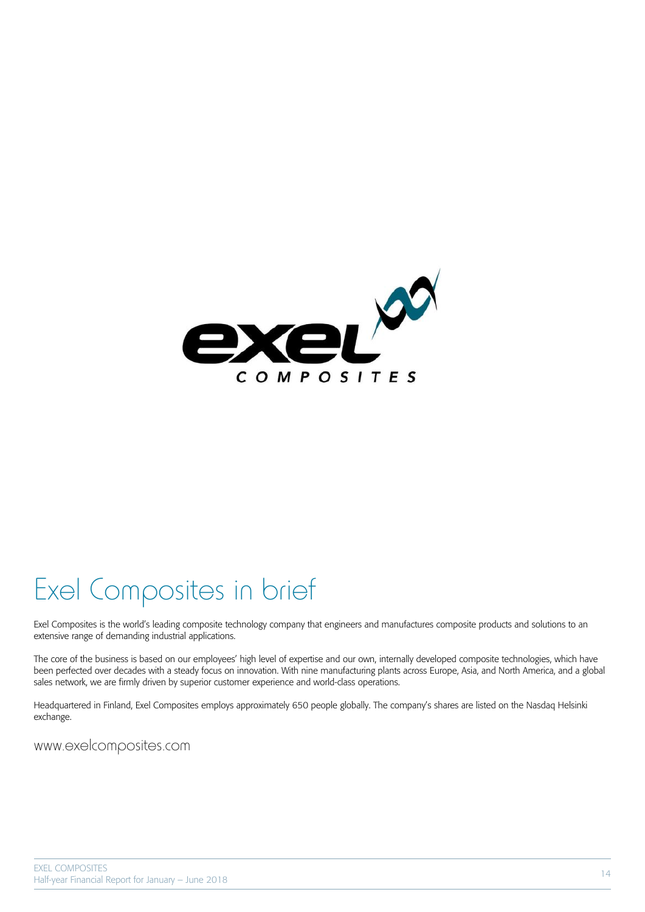# Exel Composites in brief

Exel Composites is the world's leading composite technology company that engineers and manufactures composite products and solutions to an extensive range of demanding industrial applications.

The core of the business is based on our employees' high level of expertise and our own, internally developed composite technologies, which have been perfected over decades with a steady focus on innovation. With nine manufacturing plants across Europe, Asia, and North America, and a global sales network, we are firmly driven by superior customer experience and world-class operations.

Headquartered in Finland, Exel Composites employs approximately 650 people globally. The company's shares are listed on the Nasdaq Helsinki exchange.

www.exelcomposites.com